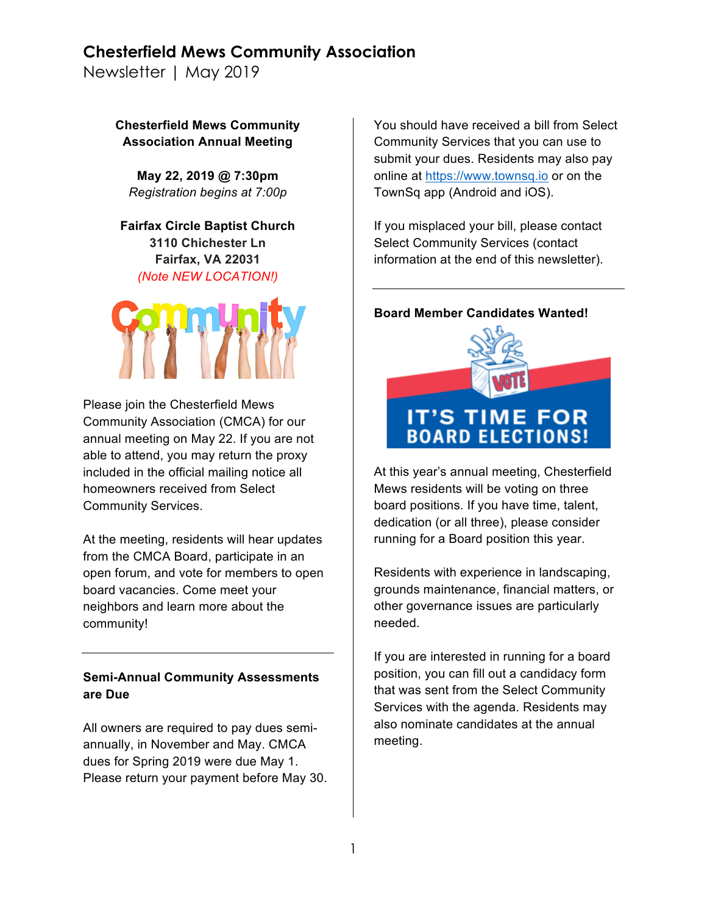# Chesterfield Mews Community Association

Newsletter | May 2019

**Chesterfield Mews Community Association Annual Meeting**

**May 22, 2019 @ 7:30pm**
*Registration begins at 7:00p*

**Fairfax Circle Baptist Church**
**3110 Chichester Ln**
**Fairfax, VA 22031**
*(Note NEW LOCATION!)*

Please join the Chesterfield Mews Community Association (CMCA) for our annual meeting on May 22. If you are not able to attend, you may return the proxy included in the official mailing notice all homeowners received from Select Community Services.

At the meeting, residents will hear updates from the CMCA Board, participate in an open forum, and vote for members to open board vacancies. Come meet your neighbors and learn more about the community!

---

**Semi-Annual Community Assessments are Due**

All owners are required to pay dues semi-annually, in November and May. CMCA dues for Spring 2019 were due May 1. Please return your payment before May 30.

You should have received a bill from Select Community Services that you can use to submit your dues. Residents may also pay online at https://www.townsq.io or on the TownSq app (Android and iOS).

If you misplaced your bill, please contact Select Community Services (contact information at the end of this newsletter).

---

**Board Member Candidates Wanted!**

At this year's annual meeting, Chesterfield Mews residents will be voting on three board positions. If you have time, talent, dedication (or all three), please consider running for a Board position this year.

Residents with experience in landscaping, grounds maintenance, financial matters, or other governance issues are particularly needed.

If you are interested in running for a board position, you can fill out a candidacy form that was sent from the Select Community Services with the agenda. Residents may also nominate candidates at the annual meeting.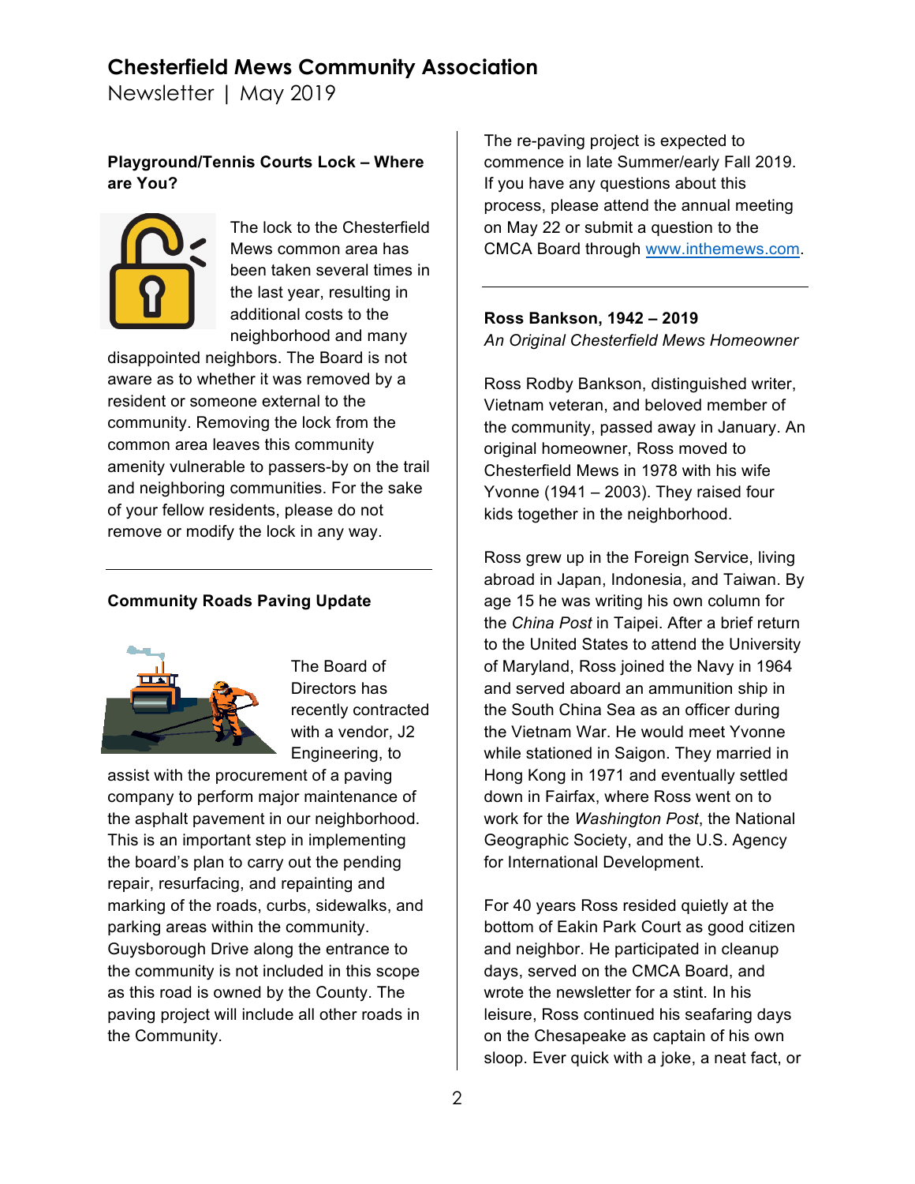### Playground/Tennis Courts Lock – Where are You?

The lock to the Chesterfield Mews common area has been taken several times in the last year, resulting in additional costs to the neighborhood and many disappointed neighbors. The Board is not aware as to whether it was removed by a resident or someone external to the community. Removing the lock from the common area leaves this community amenity vulnerable to passers-by on the trail and neighboring communities. For the sake of your fellow residents, please do not remove or modify the lock in any way.

---

### Community Roads Paving Update

The Board of Directors has recently contracted with a vendor, J2 Engineering, to assist with the procurement of a paving company to perform major maintenance of the asphalt pavement in our neighborhood. This is an important step in implementing the board's plan to carry out the pending repair, resurfacing, and repainting and marking of the roads, curbs, sidewalks, and parking areas within the community. Guysborough Drive along the entrance to the community is not included in this scope as this road is owned by the County. The paving project will include all other roads in the Community.

The re-paving project is expected to commence in late Summer/early Fall 2019. If you have any questions about this process, please attend the annual meeting on May 22 or submit a question to the CMCA Board through [www.inthemews.com](www.inthemews.com).

---

### Ross Bankson, 1942 – 2019

*An Original Chesterfield Mews Homeowner*

Ross Rodby Bankson, distinguished writer, Vietnam veteran, and beloved member of the community, passed away in January. An original homeowner, Ross moved to Chesterfield Mews in 1978 with his wife Yvonne (1941 – 2003). They raised four kids together in the neighborhood.

Ross grew up in the Foreign Service, living abroad in Japan, Indonesia, and Taiwan. By age 15 he was writing his own column for the *China Post* in Taipei. After a brief return to the United States to attend the University of Maryland, Ross joined the Navy in 1964 and served aboard an ammunition ship in the South China Sea as an officer during the Vietnam War. He would meet Yvonne while stationed in Saigon. They married in Hong Kong in 1971 and eventually settled down in Fairfax, where Ross went on to work for the *Washington Post*, the National Geographic Society, and the U.S. Agency for International Development.

For 40 years Ross resided quietly at the bottom of Eakin Park Court as good citizen and neighbor. He participated in cleanup days, served on the CMCA Board, and wrote the newsletter for a stint. In his leisure, Ross continued his seafaring days on the Chesapeake as captain of his own sloop. Ever quick with a joke, a neat fact, or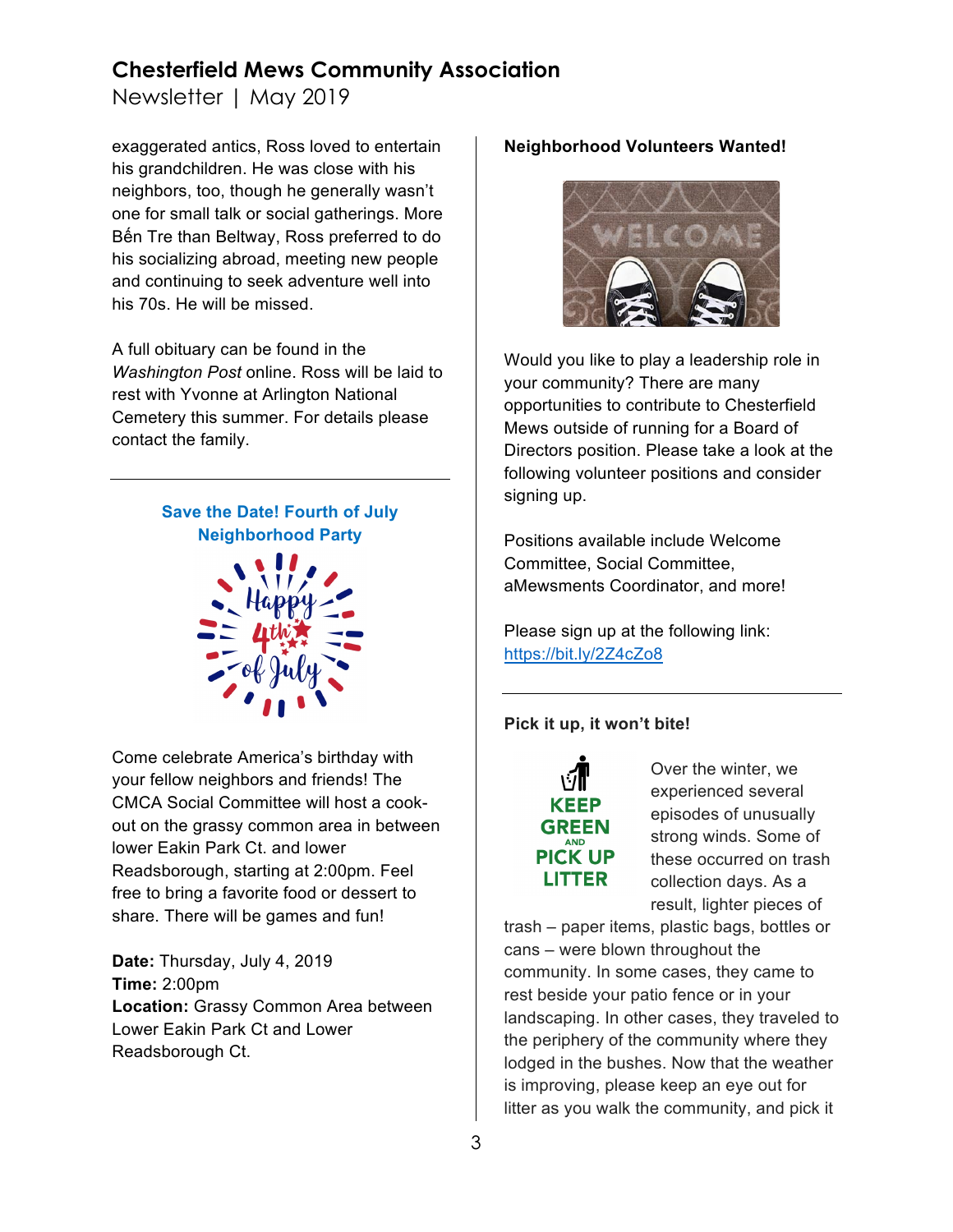exaggerated antics, Ross loved to entertain his grandchildren. He was close with his neighbors, too, though he generally wasn't one for small talk or social gatherings. More Bến Tre than Beltway, Ross preferred to do his socializing abroad, meeting new people and continuing to seek adventure well into his 70s. He will be missed.

A full obituary can be found in the *Washington Post* online. Ross will be laid to rest with Yvonne at Arlington National Cemetery this summer. For details please contact the family.

---

### Save the Date! Fourth of July Neighborhood Party

Come celebrate America's birthday with your fellow neighbors and friends! The CMCA Social Committee will host a cook-out on the grassy common area in between lower Eakin Park Ct. and lower Readsborough, starting at 2:00pm. Feel free to bring a favorite food or dessert to share. There will be games and fun!

**Date:** Thursday, July 4, 2019
**Time:** 2:00pm
**Location:** Grassy Common Area between Lower Eakin Park Ct and Lower Readsborough Ct.

### Neighborhood Volunteers Wanted!

Would you like to play a leadership role in your community? There are many opportunities to contribute to Chesterfield Mews outside of running for a Board of Directors position. Please take a look at the following volunteer positions and consider signing up.

Positions available include Welcome Committee, Social Committee, aMewsments Coordinator, and more!

Please sign up at the following link: [https://bit.ly/2Z4cZo8](https://bit.ly/2Z4cZo8)

---

### Pick it up, it won't bite!

Over the winter, we experienced several episodes of unusually strong winds. Some of these occurred on trash collection days. As a result, lighter pieces of trash – paper items, plastic bags, bottles or cans – were blown throughout the community. In some cases, they came to rest beside your patio fence or in your landscaping. In other cases, they traveled to the periphery of the community where they lodged in the bushes. Now that the weather is improving, please keep an eye out for litter as you walk the community, and pick it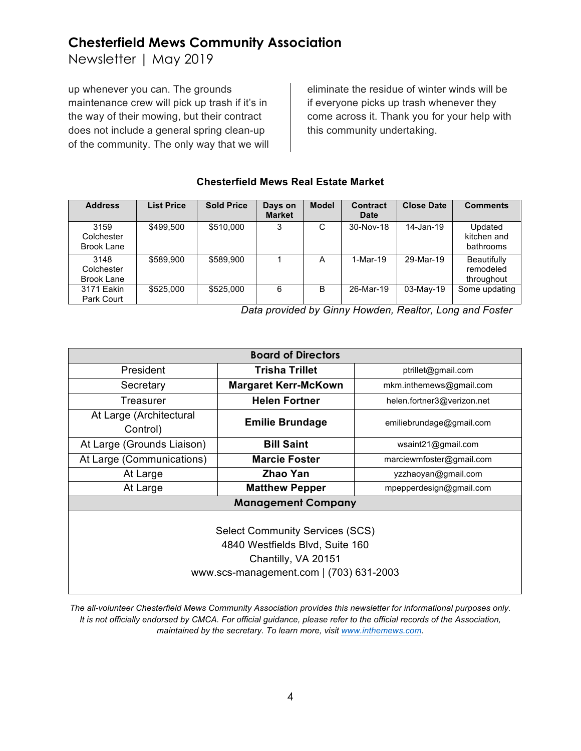up whenever you can. The grounds maintenance crew will pick up trash if it's in the way of their mowing, but their contract does not include a general spring clean-up of the community. The only way that we will eliminate the residue of winter winds will be if everyone picks up trash whenever they come across it. Thank you for your help with this community undertaking.

**Chesterfield Mews Real Estate Market**

| Address | List Price | Sold Price | Days on Market | Model | Contract Date | Close Date | Comments |
|---|---|---|---|---|---|---|---|
| 3159 Colchester Brook Lane | $499,500 | $510,000 | 3 | C | 30-Nov-18 | 14-Jan-19 | Updated kitchen and bathrooms |
| 3148 Colchester Brook Lane | $589,900 | $589,900 | 1 | A | 1-Mar-19 | 29-Mar-19 | Beautifully remodeled throughout |
| 3171 Eakin Park Court | $525,000 | $525,000 | 6 | B | 26-Mar-19 | 03-May-19 | Some updating |

*Data provided by Ginny Howden, Realtor, Long and Foster*

| Board of Directors | | |
|---|---|---|
| President | **Trisha Trillet** | ptrillet@gmail.com |
| Secretary | **Margaret Kerr-McKown** | mkm.inthemews@gmail.com |
| Treasurer | **Helen Fortner** | helen.fortner3@verizon.net |
| At Large (Architectural Control) | **Emilie Brundage** | emiliebrundage@gmail.com |
| At Large (Grounds Liaison) | **Bill Saint** | wsaint21@gmail.com |
| At Large (Communications) | **Marcie Foster** | marciewmfoster@gmail.com |
| At Large | **Zhao Yan** | yzzhaoyan@gmail.com |
| At Large | **Matthew Pepper** | mpepperdesign@gmail.com |

**Management Company**

Select Community Services (SCS)
4840 Westfields Blvd, Suite 160
Chantilly, VA 20151
www.scs-management.com | (703) 631-2003

*The all-volunteer Chesterfield Mews Community Association provides this newsletter for informational purposes only. It is not officially endorsed by CMCA. For official guidance, please refer to the official records of the Association, maintained by the secretary. To learn more, visit [www.inthemews.com](www.inthemews.com).*